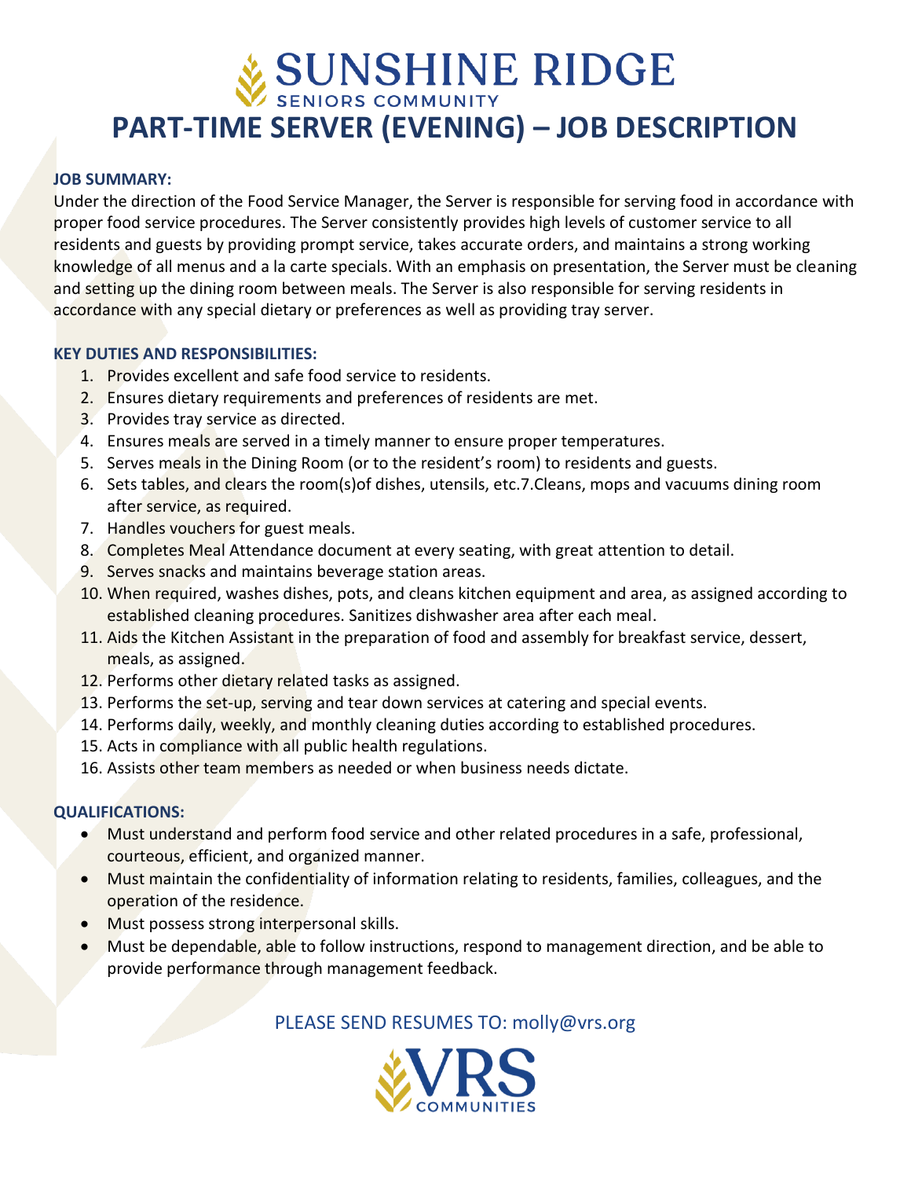# SUNSHINE RIDGE

SENIORS COMMUNITY

# PART-TIME SERVER (EVENING) – JOB DESCRIPTION

**JOB SUMMARY:**

Under the direction of the Food Service Manager, the Server is responsible for serving food in accordance with proper food service procedures. The Server consistently provides high levels of customer service to all residents and guests by providing prompt service, takes accurate orders, and maintains a strong working knowledge of all menus and a la carte specials. With an emphasis on presentation, the Server must be cleaning and setting up the dining room between meals. The Server is also responsible for serving residents in accordance with any special dietary or preferences as well as providing tray server.

**KEY DUTIES AND RESPONSIBILITIES:**

1. Provides excellent and safe food service to residents.
2. Ensures dietary requirements and preferences of residents are met.
3. Provides tray service as directed.
4. Ensures meals are served in a timely manner to ensure proper temperatures.
5. Serves meals in the Dining Room (or to the resident's room) to residents and guests.
6. Sets tables, and clears the room(s)of dishes, utensils, etc.7.Cleans, mops and vacuums dining room after service, as required.
7. Handles vouchers for guest meals.
8. Completes Meal Attendance document at every seating, with great attention to detail.
9. Serves snacks and maintains beverage station areas.
10. When required, washes dishes, pots, and cleans kitchen equipment and area, as assigned according to established cleaning procedures. Sanitizes dishwasher area after each meal.
11. Aids the Kitchen Assistant in the preparation of food and assembly for breakfast service, dessert, meals, as assigned.
12. Performs other dietary related tasks as assigned.
13. Performs the set-up, serving and tear down services at catering and special events.
14. Performs daily, weekly, and monthly cleaning duties according to established procedures.
15. Acts in compliance with all public health regulations.
16. Assists other team members as needed or when business needs dictate.

**QUALIFICATIONS:**

- Must understand and perform food service and other related procedures in a safe, professional, courteous, efficient, and organized manner.
- Must maintain the confidentiality of information relating to residents, families, colleagues, and the operation of the residence.
- Must possess strong interpersonal skills.
- Must be dependable, able to follow instructions, respond to management direction, and be able to provide performance through management feedback.

PLEASE SEND RESUMES TO: molly@vrs.org

VRS COMMUNITIES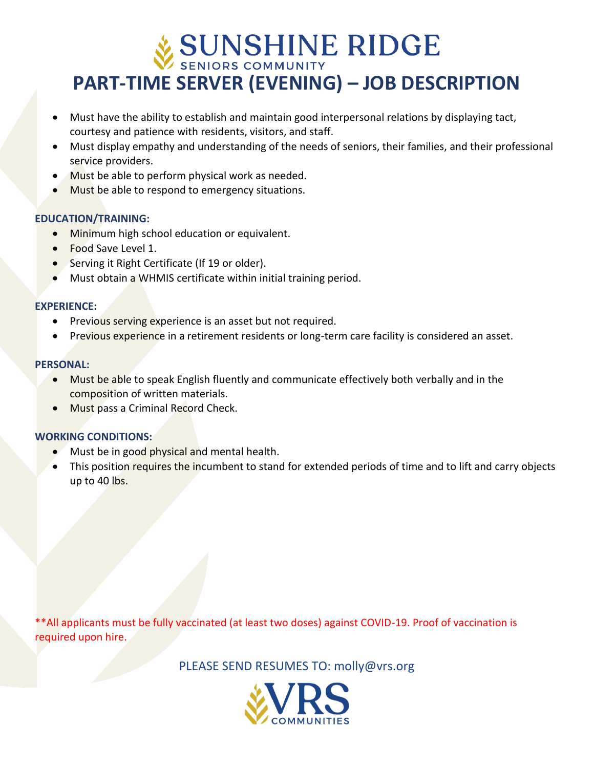# SUNSHINE RIDGE
SENIORS COMMUNITY

# PART-TIME SERVER (EVENING) – JOB DESCRIPTION

- Must have the ability to establish and maintain good interpersonal relations by displaying tact, courtesy and patience with residents, visitors, and staff.
- Must display empathy and understanding of the needs of seniors, their families, and their professional service providers.
- Must be able to perform physical work as needed.
- Must be able to respond to emergency situations.

**EDUCATION/TRAINING:**

- Minimum high school education or equivalent.
- Food Save Level 1.
- Serving it Right Certificate (If 19 or older).
- Must obtain a WHMIS certificate within initial training period.

**EXPERIENCE:**

- Previous serving experience is an asset but not required.
- Previous experience in a retirement residents or long-term care facility is considered an asset.

**PERSONAL:**

- Must be able to speak English fluently and communicate effectively both verbally and in the composition of written materials.
- Must pass a Criminal Record Check.

**WORKING CONDITIONS:**

- Must be in good physical and mental health.
- This position requires the incumbent to stand for extended periods of time and to lift and carry objects up to 40 lbs.

**All applicants must be fully vaccinated (at least two doses) against COVID-19. Proof of vaccination is required upon hire.

PLEASE SEND RESUMES TO: molly@vrs.org

VRS COMMUNITIES